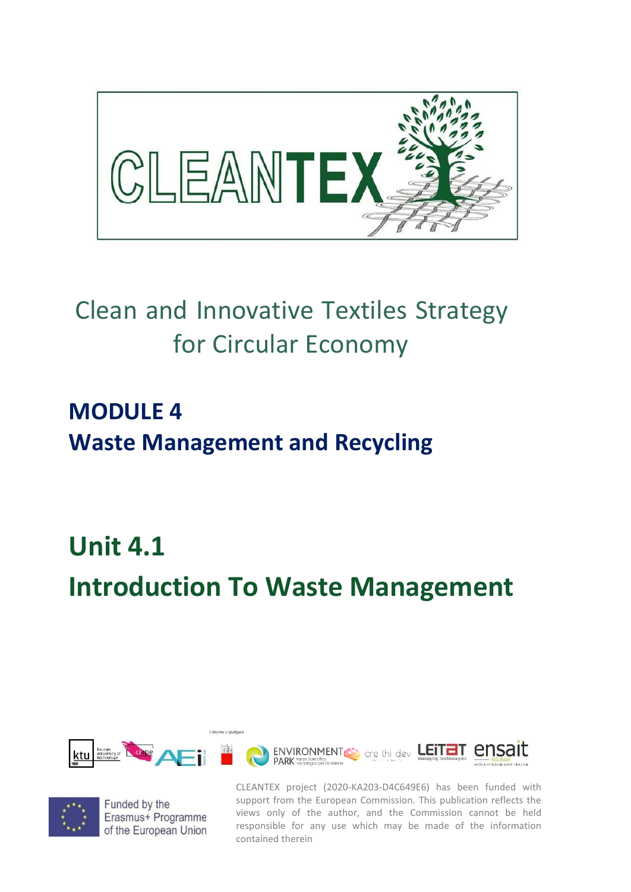# CLEANTEX

Clean and Innovative Textiles Strategy for Circular Economy

## MODULE 4
## Waste Management and Recycling

# Unit 4.1
# Introduction To Waste Management

Funded by the Erasmus+ Programme of the European Union

CLEANTEX project (2020-KA203-D4C649E6) has been funded with support from the European Commission. This publication reflects the views only of the author, and the Commission cannot be held responsible for any use which may be made of the information contained therein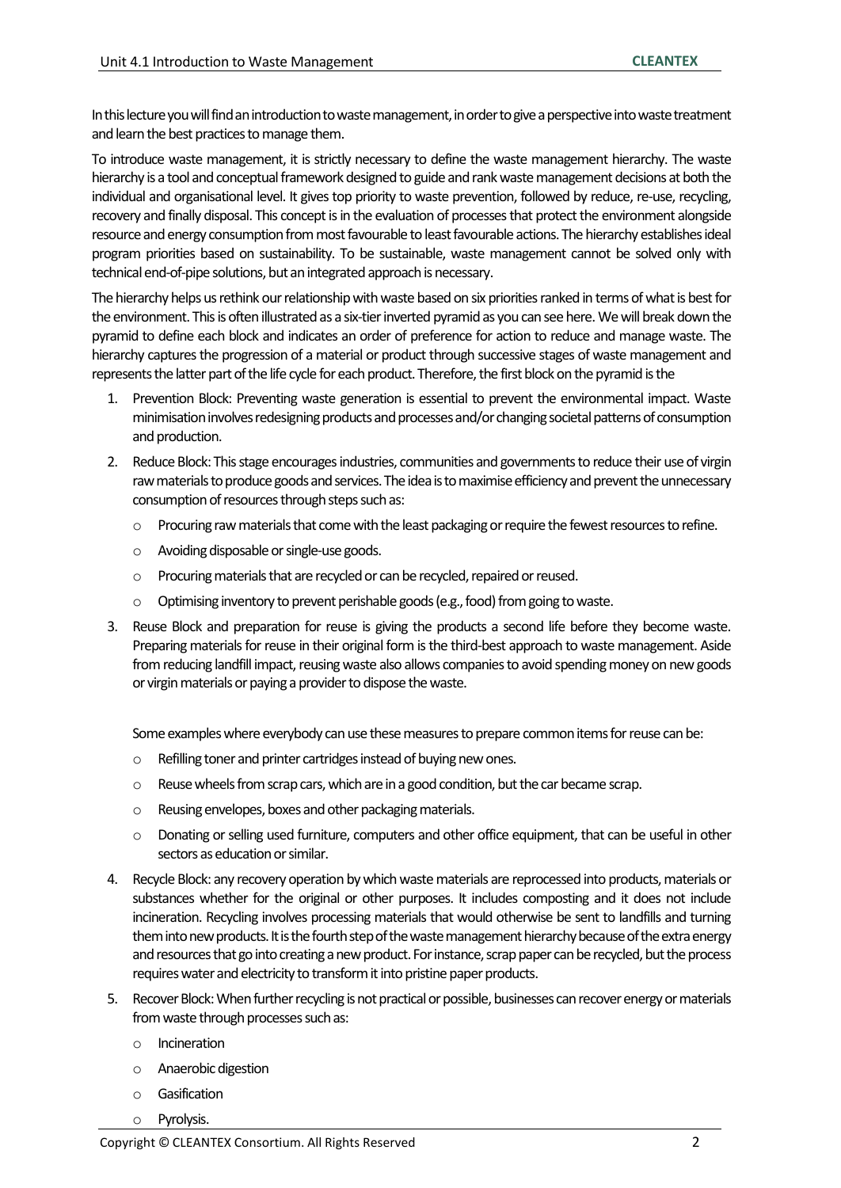In this lecture you will find an introduction to waste management, in order to give a perspective into waste treatment and learn the best practices to manage them.

To introduce waste management, it is strictly necessary to define the waste management hierarchy. The waste hierarchy is a tool and conceptual framework designed to guide and rank waste management decisions at both the individual and organisational level. It gives top priority to waste prevention, followed by reduce, re-use, recycling, recovery and finally disposal. This concept is in the evaluation of processes that protect the environment alongside resource and energy consumption from most favourable to least favourable actions. The hierarchy establishes ideal program priorities based on sustainability. To be sustainable, waste management cannot be solved only with technical end-of-pipe solutions, but an integrated approach is necessary.

The hierarchy helps us rethink our relationship with waste based on six priorities ranked in terms of what is best for the environment. This is often illustrated as a six-tier inverted pyramid as you can see here. We will break down the pyramid to define each block and indicates an order of preference for action to reduce and manage waste. The hierarchy captures the progression of a material or product through successive stages of waste management and represents the latter part of the life cycle for each product. Therefore, the first block on the pyramid is the

1. Prevention Block: Preventing waste generation is essential to prevent the environmental impact. Waste minimisation involves redesigning products and processes and/or changing societal patterns of consumption and production.
2. Reduce Block: This stage encourages industries, communities and governments to reduce their use of virgin raw materials to produce goods and services. The idea is to maximise efficiency and prevent the unnecessary consumption of resources through steps such as:
   - Procuring raw materials that come with the least packaging or require the fewest resources to refine.
   - Avoiding disposable or single-use goods.
   - Procuring materials that are recycled or can be recycled, repaired or reused.
   - Optimising inventory to prevent perishable goods (e.g., food) from going to waste.
3. Reuse Block and preparation for reuse is giving the products a second life before they become waste. Preparing materials for reuse in their original form is the third-best approach to waste management. Aside from reducing landfill impact, reusing waste also allows companies to avoid spending money on new goods or virgin materials or paying a provider to dispose the waste.

   Some examples where everybody can use these measures to prepare common items for reuse can be:
   - Refilling toner and printer cartridges instead of buying new ones.
   - Reuse wheels from scrap cars, which are in a good condition, but the car became scrap.
   - Reusing envelopes, boxes and other packaging materials.
   - Donating or selling used furniture, computers and other office equipment, that can be useful in other sectors as education or similar.
4. Recycle Block: any recovery operation by which waste materials are reprocessed into products, materials or substances whether for the original or other purposes. It includes composting and it does not include incineration. Recycling involves processing materials that would otherwise be sent to landfills and turning them into new products. It is the fourth step of the waste management hierarchy because of the extra energy and resources that go into creating a new product. For instance, scrap paper can be recycled, but the process requires water and electricity to transform it into pristine paper products.
5. Recover Block: When further recycling is not practical or possible, businesses can recover energy or materials from waste through processes such as:
   - Incineration
   - Anaerobic digestion
   - Gasification
   - Pyrolysis.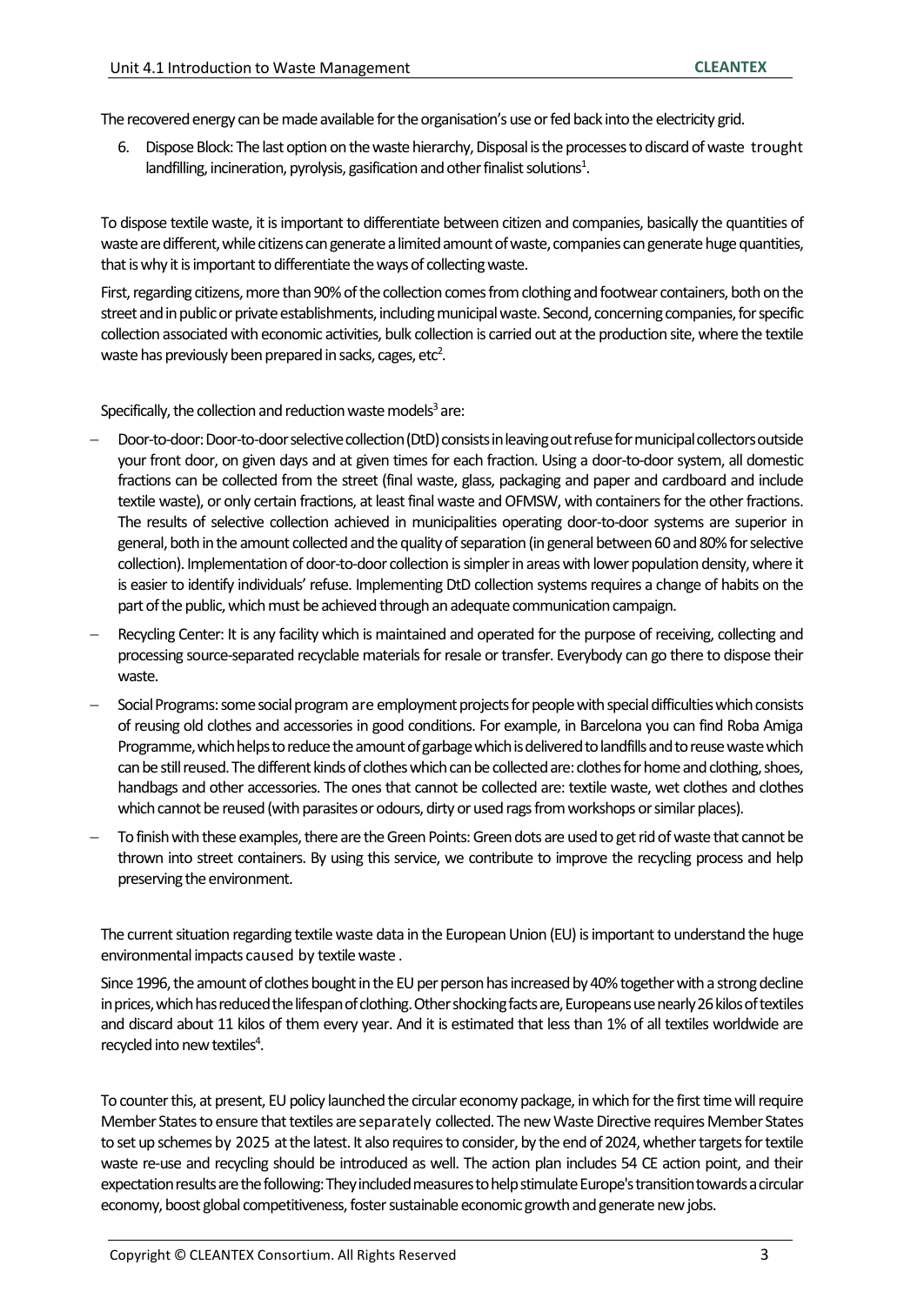The recovered energy can be made available for the organisation's use or fed back into the electricity grid.

6. Dispose Block: The last option on the waste hierarchy, Disposal is the processes to discard of waste trought landfilling, incineration, pyrolysis, gasification and other finalist solutions[1].

To dispose textile waste, it is important to differentiate between citizen and companies, basically the quantities of waste are different, while citizens can generate a limited amount of waste, companies can generate huge quantities, that is why it is important to differentiate the ways of collecting waste.

First, regarding citizens, more than 90% of the collection comes from clothing and footwear containers, both on the street and in public or private establishments, including municipal waste. Second, concerning companies, for specific collection associated with economic activities, bulk collection is carried out at the production site, where the textile waste has previously been prepared in sacks, cages, etc[2].

Specifically, the collection and reduction waste models[3] are:

- Door-to-door: Door-to-door selective collection (DtD) consists in leaving out refuse for municipal collectors outside your front door, on given days and at given times for each fraction. Using a door-to-door system, all domestic fractions can be collected from the street (final waste, glass, packaging and paper and cardboard and include textile waste), or only certain fractions, at least final waste and OFMSW, with containers for the other fractions. The results of selective collection achieved in municipalities operating door-to-door systems are superior in general, both in the amount collected and the quality of separation (in general between 60 and 80% for selective collection). Implementation of door-to-door collection is simpler in areas with lower population density, where it is easier to identify individuals' refuse. Implementing DtD collection systems requires a change of habits on the part of the public, which must be achieved through an adequate communication campaign.
- Recycling Center: It is any facility which is maintained and operated for the purpose of receiving, collecting and processing source-separated recyclable materials for resale or transfer. Everybody can go there to dispose their waste.
- Social Programs: some social program are employment projects for people with special difficulties which consists of reusing old clothes and accessories in good conditions. For example, in Barcelona you can find Roba Amiga Programme, which helps to reduce the amount of garbage which is delivered to landfills and to reuse waste which can be still reused. The different kinds of clothes which can be collected are: clothes for home and clothing, shoes, handbags and other accessories. The ones that cannot be collected are: textile waste, wet clothes and clothes which cannot be reused (with parasites or odours, dirty or used rags from workshops or similar places).
- To finish with these examples, there are the Green Points: Green dots are used to get rid of waste that cannot be thrown into street containers. By using this service, we contribute to improve the recycling process and help preserving the environment.

The current situation regarding textile waste data in the European Union (EU) is important to understand the huge environmental impacts caused by textile waste .

Since 1996, the amount of clothes bought in the EU per person has increased by 40% together with a strong decline in prices, which has reduced the lifespan of clothing. Other shocking facts are, Europeans use nearly 26 kilos of textiles and discard about 11 kilos of them every year. And it is estimated that less than 1% of all textiles worldwide are recycled into new textiles[4].

To counter this, at present, EU policy launched the circular economy package, in which for the first time will require Member States to ensure that textiles are separately collected. The new Waste Directive requires Member States to set up schemes by 2025 at the latest. It also requires to consider, by the end of 2024, whether targets for textile waste re-use and recycling should be introduced as well. The action plan includes 54 CE action point, and their expectation results are the following: They included measures to help stimulate Europe's transition towards a circular economy, boost global competitiveness, foster sustainable economic growth and generate new jobs.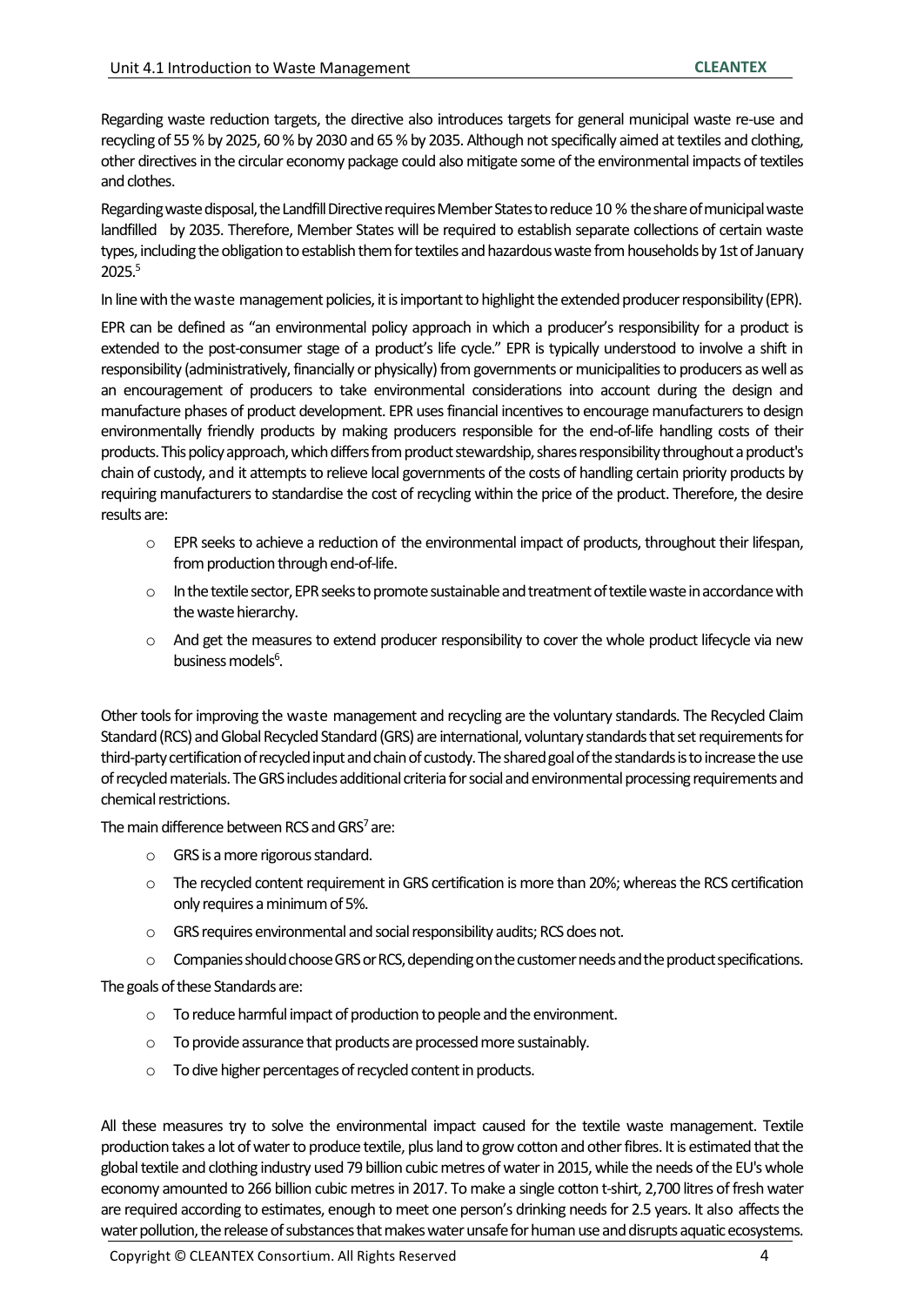Regarding waste reduction targets, the directive also introduces targets for general municipal waste re-use and recycling of 55 % by 2025, 60 % by 2030 and 65 % by 2035. Although not specifically aimed at textiles and clothing, other directives in the circular economy package could also mitigate some of the environmental impacts of textiles and clothes.

Regarding waste disposal, the Landfill Directive requires Member States to reduce 10 % the share of municipal waste landfilled by 2035. Therefore, Member States will be required to establish separate collections of certain waste types, including the obligation to establish them for textiles and hazardous waste from households by 1st of January 2025.[5]

In line with the waste management policies, it is important to highlight the extended producer responsibility (EPR).

EPR can be defined as "an environmental policy approach in which a producer's responsibility for a product is extended to the post-consumer stage of a product's life cycle." EPR is typically understood to involve a shift in responsibility (administratively, financially or physically) from governments or municipalities to producers as well as an encouragement of producers to take environmental considerations into account during the design and manufacture phases of product development. EPR uses financial incentives to encourage manufacturers to design environmentally friendly products by making producers responsible for the end-of-life handling costs of their products. This policy approach, which differs from product stewardship, shares responsibility throughout a product's chain of custody, and it attempts to relieve local governments of the costs of handling certain priority products by requiring manufacturers to standardise the cost of recycling within the price of the product. Therefore, the desire results are:

- EPR seeks to achieve a reduction of the environmental impact of products, throughout their lifespan, from production through end-of-life.
- In the textile sector, EPR seeks to promote sustainable and treatment of textile waste in accordance with the waste hierarchy.
- And get the measures to extend producer responsibility to cover the whole product lifecycle via new business models[6].

Other tools for improving the waste management and recycling are the voluntary standards. The Recycled Claim Standard (RCS) and Global Recycled Standard (GRS) are international, voluntary standards that set requirements for third-party certification of recycled input and chain of custody. The shared goal of the standards is to increase the use of recycled materials. The GRS includes additional criteria for social and environmental processing requirements and chemical restrictions.

The main difference between RCS and GRS[7] are:

- GRS is a more rigorous standard.
- The recycled content requirement in GRS certification is more than 20%; whereas the RCS certification only requires a minimum of 5%.
- GRS requires environmental and social responsibility audits; RCS does not.
- Companies should choose GRS or RCS, depending on the customer needs and the product specifications.

The goals of these Standards are:

- To reduce harmful impact of production to people and the environment.
- To provide assurance that products are processed more sustainably.
- To dive higher percentages of recycled content in products.

All these measures try to solve the environmental impact caused for the textile waste management. Textile production takes a lot of water to produce textile, plus land to grow cotton and other fibres. It is estimated that the global textile and clothing industry used 79 billion cubic metres of water in 2015, while the needs of the EU's whole economy amounted to 266 billion cubic metres in 2017. To make a single cotton t-shirt, 2,700 litres of fresh water are required according to estimates, enough to meet one person's drinking needs for 2.5 years. It also affects the water pollution, the release of substances that makes water unsafe for human use and disrupts aquatic ecosystems.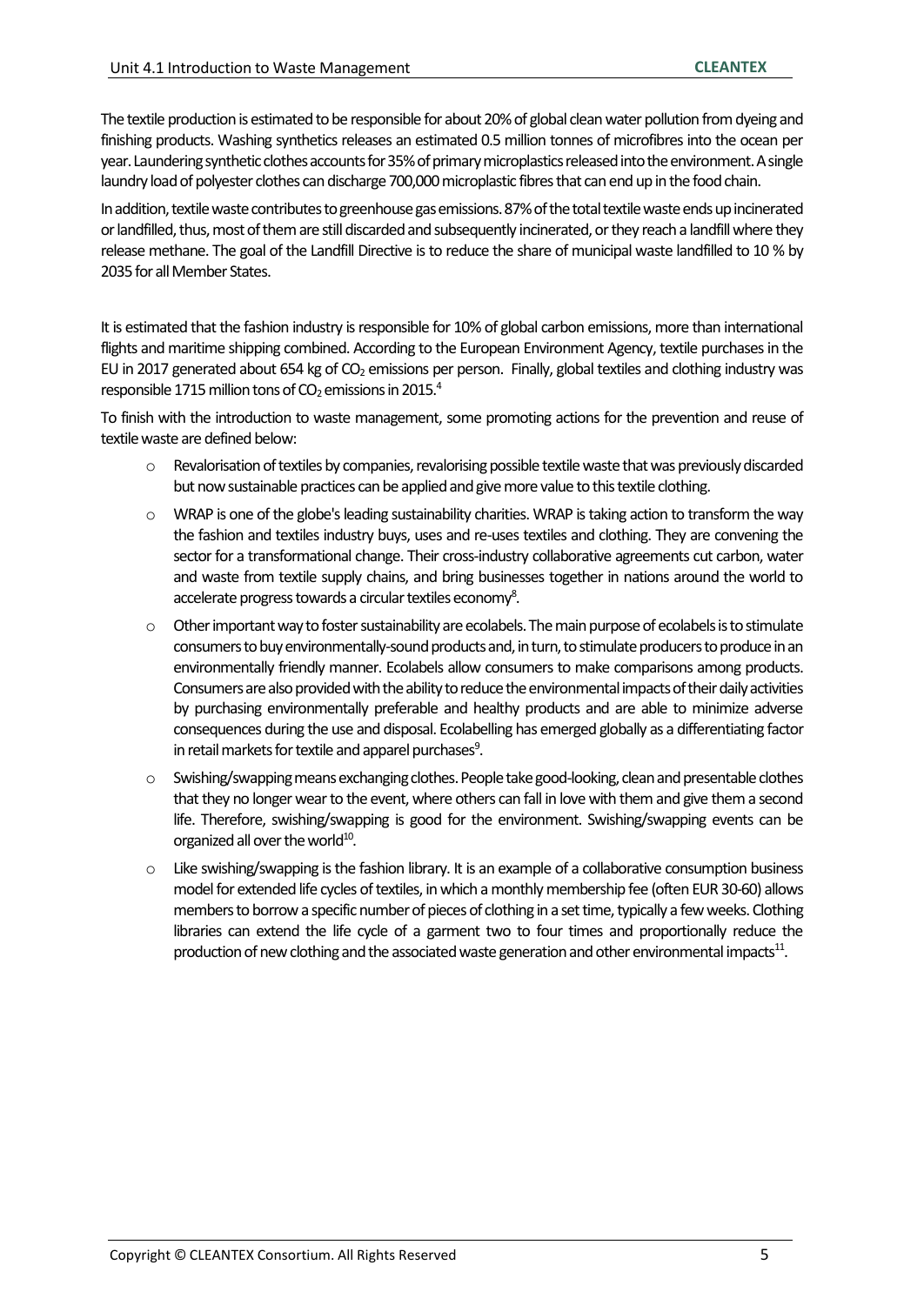The textile production is estimated to be responsible for about 20% of global clean water pollution from dyeing and finishing products. Washing synthetics releases an estimated 0.5 million tonnes of microfibres into the ocean per year. Laundering synthetic clothes accounts for 35% of primary microplastics released into the environment. A single laundry load of polyester clothes can discharge 700,000 microplastic fibres that can end up in the food chain.

In addition, textile waste contributes to greenhouse gas emissions. 87% of the total textile waste ends up incinerated or landfilled, thus, most of them are still discarded and subsequently incinerated, or they reach a landfill where they release methane. The goal of the Landfill Directive is to reduce the share of municipal waste landfilled to 10 % by 2035 for all Member States.

It is estimated that the fashion industry is responsible for 10% of global carbon emissions, more than international flights and maritime shipping combined. According to the European Environment Agency, textile purchases in the EU in 2017 generated about 654 kg of $CO_2$ emissions per person. Finally, global textiles and clothing industry was responsible 1715 million tons of $CO_2$ emissions in 2015.[4]

To finish with the introduction to waste management, some promoting actions for the prevention and reuse of textile waste are defined below:

- Revalorisation of textiles by companies, revalorising possible textile waste that was previously discarded but now sustainable practices can be applied and give more value to this textile clothing.
- WRAP is one of the globe's leading sustainability charities. WRAP is taking action to transform the way the fashion and textiles industry buys, uses and re-uses textiles and clothing. They are convening the sector for a transformational change. Their cross-industry collaborative agreements cut carbon, water and waste from textile supply chains, and bring businesses together in nations around the world to accelerate progress towards a circular textiles economy[8].
- Other important way to foster sustainability are ecolabels. The main purpose of ecolabels is to stimulate consumers to buy environmentally-sound products and, in turn, to stimulate producers to produce in an environmentally friendly manner. Ecolabels allow consumers to make comparisons among products. Consumers are also provided with the ability to reduce the environmental impacts of their daily activities by purchasing environmentally preferable and healthy products and are able to minimize adverse consequences during the use and disposal. Ecolabelling has emerged globally as a differentiating factor in retail markets for textile and apparel purchases[9].
- Swishing/swapping means exchanging clothes. People take good-looking, clean and presentable clothes that they no longer wear to the event, where others can fall in love with them and give them a second life. Therefore, swishing/swapping is good for the environment. Swishing/swapping events can be organized all over the world[10].
- Like swishing/swapping is the fashion library. It is an example of a collaborative consumption business model for extended life cycles of textiles, in which a monthly membership fee (often EUR 30-60) allows members to borrow a specific number of pieces of clothing in a set time, typically a few weeks. Clothing libraries can extend the life cycle of a garment two to four times and proportionally reduce the production of new clothing and the associated waste generation and other environmental impacts[11].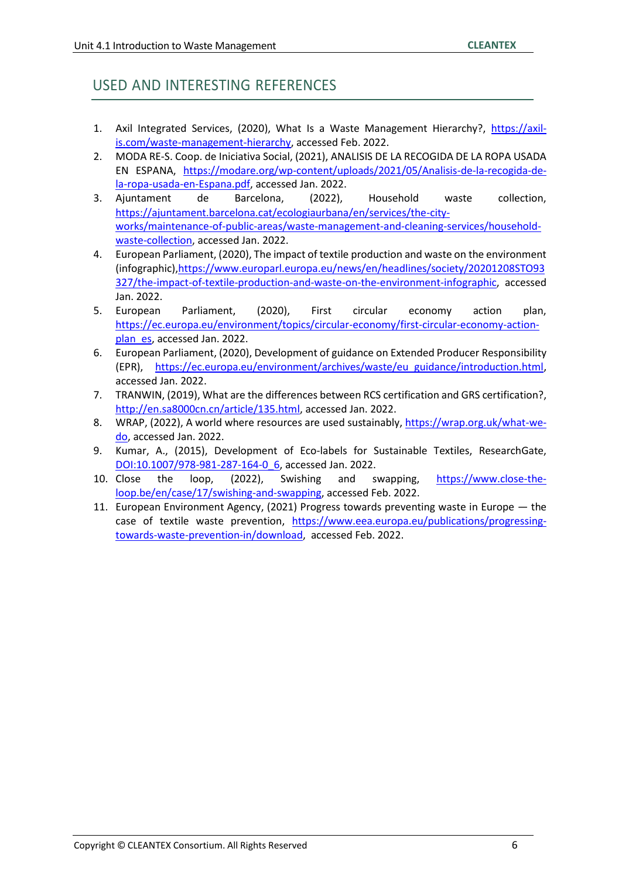## USED AND INTERESTING REFERENCES

1. Axil Integrated Services, (2020), What Is a Waste Management Hierarchy?, https://axil-is.com/waste-management-hierarchy, accessed Feb. 2022.
2. MODA RE-S. Coop. de Iniciativa Social, (2021), ANALISIS DE LA RECOGIDA DE LA ROPA USADA EN ESPANA, https://modare.org/wp-content/uploads/2021/05/Analisis-de-la-recogida-de-la-ropa-usada-en-Espana.pdf, accessed Jan. 2022.
3. Ajuntament de Barcelona, (2022), Household waste collection, https://ajuntament.barcelona.cat/ecologiaurbana/en/services/the-city-works/maintenance-of-public-areas/waste-management-and-cleaning-services/household-waste-collection, accessed Jan. 2022.
4. European Parliament, (2020), The impact of textile production and waste on the environment (infographic), https://www.europarl.europa.eu/news/en/headlines/society/20201208STO93327/the-impact-of-textile-production-and-waste-on-the-environment-infographic, accessed Jan. 2022.
5. European Parliament, (2020), First circular economy action plan, https://ec.europa.eu/environment/topics/circular-economy/first-circular-economy-action-plan_es, accessed Jan. 2022.
6. European Parliament, (2020), Development of guidance on Extended Producer Responsibility (EPR), https://ec.europa.eu/environment/archives/waste/eu_guidance/introduction.html, accessed Jan. 2022.
7. TRANWIN, (2019), What are the differences between RCS certification and GRS certification?, http://en.sa8000cn.cn/article/135.html, accessed Jan. 2022.
8. WRAP, (2022), A world where resources are used sustainably, https://wrap.org.uk/what-we-do, accessed Jan. 2022.
9. Kumar, A., (2015), Development of Eco-labels for Sustainable Textiles, ResearchGate, DOI:10.1007/978-981-287-164-0_6, accessed Jan. 2022.
10. Close the loop, (2022), Swishing and swapping, https://www.close-the-loop.be/en/case/17/swishing-and-swapping, accessed Feb. 2022.
11. European Environment Agency, (2021) Progress towards preventing waste in Europe — the case of textile waste prevention, https://www.eea.europa.eu/publications/progressing-towards-waste-prevention-in/download, accessed Feb. 2022.